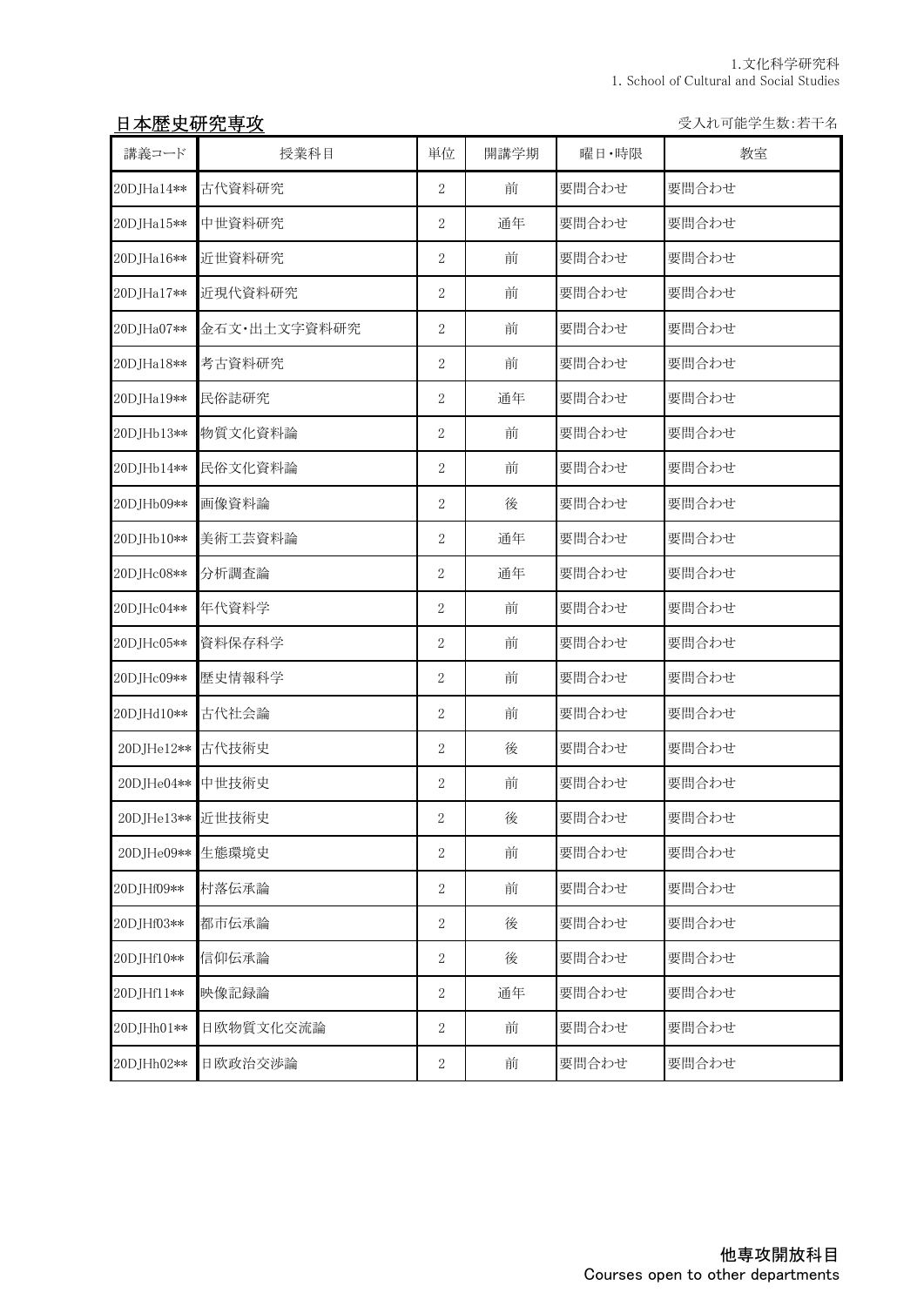1.文化科学研究科
1. School of Cultural and Social Studies

## 日本歴史研究専攻

受入れ可能学生数:若干名

| 講義コード | 授業科目 | 単位 | 開講学期 | 曜日・時限 | 教室 |
|---|---|---|---|---|---|
| 20DJHa14** | 古代資料研究 | 2 | 前 | 要問合わせ | 要問合わせ |
| 20DJHa15** | 中世資料研究 | 2 | 通年 | 要問合わせ | 要問合わせ |
| 20DJHa16** | 近世資料研究 | 2 | 前 | 要問合わせ | 要問合わせ |
| 20DJHa17** | 近現代資料研究 | 2 | 前 | 要問合わせ | 要問合わせ |
| 20DJHa07** | 金石文・出土文字資料研究 | 2 | 前 | 要問合わせ | 要問合わせ |
| 20DJHa18** | 考古資料研究 | 2 | 前 | 要問合わせ | 要問合わせ |
| 20DJHa19** | 民俗誌研究 | 2 | 通年 | 要問合わせ | 要問合わせ |
| 20DJHb13** | 物質文化資料論 | 2 | 前 | 要問合わせ | 要問合わせ |
| 20DJHb14** | 民俗文化資料論 | 2 | 前 | 要問合わせ | 要問合わせ |
| 20DJHb09** | 画像資料論 | 2 | 後 | 要問合わせ | 要問合わせ |
| 20DJHb10** | 美術工芸資料論 | 2 | 通年 | 要問合わせ | 要問合わせ |
| 20DJHc08** | 分析調査論 | 2 | 通年 | 要問合わせ | 要問合わせ |
| 20DJHc04** | 年代資料学 | 2 | 前 | 要問合わせ | 要問合わせ |
| 20DJHc05** | 資料保存科学 | 2 | 前 | 要問合わせ | 要問合わせ |
| 20DJHc09** | 歴史情報科学 | 2 | 前 | 要問合わせ | 要問合わせ |
| 20DJHd10** | 古代社会論 | 2 | 前 | 要問合わせ | 要問合わせ |
| 20DJHe12** | 古代技術史 | 2 | 後 | 要問合わせ | 要問合わせ |
| 20DJHe04** | 中世技術史 | 2 | 前 | 要問合わせ | 要問合わせ |
| 20DJHe13** | 近世技術史 | 2 | 後 | 要問合わせ | 要問合わせ |
| 20DJHe09** | 生態環境史 | 2 | 前 | 要問合わせ | 要問合わせ |
| 20DJHf09** | 村落伝承論 | 2 | 前 | 要問合わせ | 要問合わせ |
| 20DJHf03** | 都市伝承論 | 2 | 後 | 要問合わせ | 要問合わせ |
| 20DJHf10** | 信仰伝承論 | 2 | 後 | 要問合わせ | 要問合わせ |
| 20DJHf11** | 映像記録論 | 2 | 通年 | 要問合わせ | 要問合わせ |
| 20DJHh01** | 日欧物質文化交流論 | 2 | 前 | 要問合わせ | 要問合わせ |
| 20DJHh02** | 日欧政治交渉論 | 2 | 前 | 要問合わせ | 要問合わせ |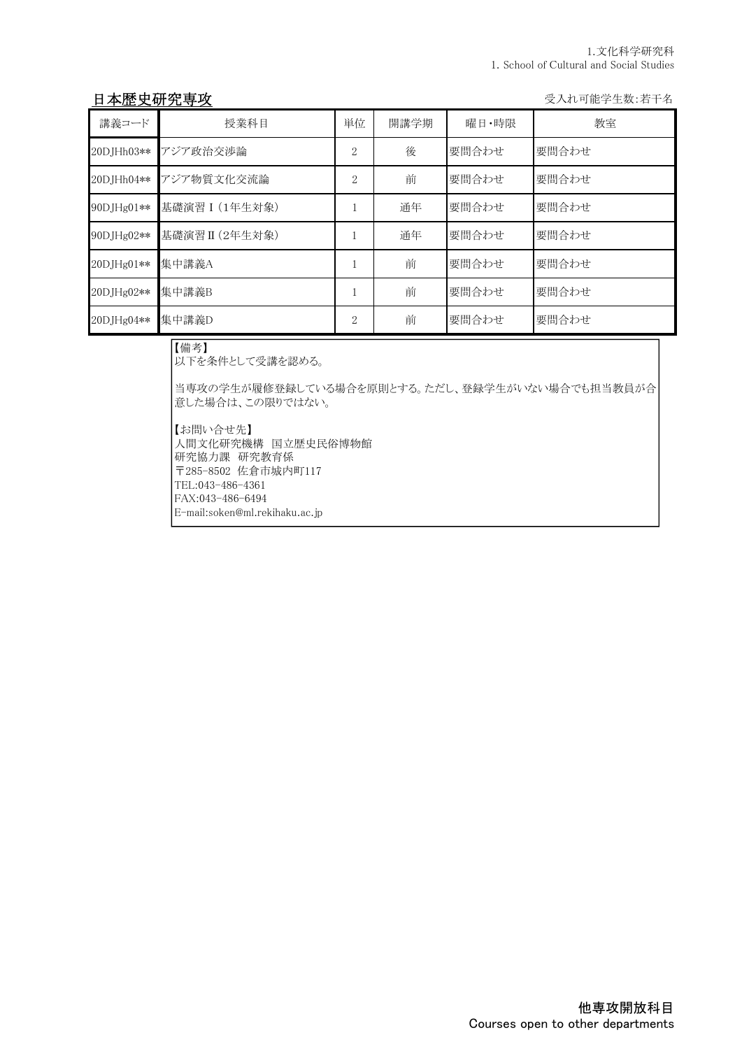## 日本歴史研究専攻

受入れ可能学生数：若干名

| 講義コード | 授業科目 | 単位 | 開講学期 | 曜日・時限 | 教室 |
|---|---|---|---|---|---|
| 20DJHh03** | アジア政治交渉論 | 2 | 後 | 要問合わせ | 要問合わせ |
| 20DJHh04** | アジア物質文化交流論 | 2 | 前 | 要問合わせ | 要問合わせ |
| 90DJHg01** | 基礎演習Ⅰ(1年生対象) | 1 | 通年 | 要問合わせ | 要問合わせ |
| 90DJHg02** | 基礎演習Ⅱ(2年生対象) | 1 | 通年 | 要問合わせ | 要問合わせ |
| 20DJHg01** | 集中講義A | 1 | 前 | 要問合わせ | 要問合わせ |
| 20DJHg02** | 集中講義B | 1 | 前 | 要問合わせ | 要問合わせ |
| 20DJHg04** | 集中講義D | 2 | 前 | 要問合わせ | 要問合わせ |

【備考】
以下を条件として受講を認める。

当専攻の学生が履修登録している場合を原則とする。ただし、登録学生がいない場合でも担当教員が合意した場合は、この限りではない。

【お問い合せ先】
人間文化研究機構　国立歴史民俗博物館
研究協力課　研究教育係
〒285-8502 佐倉市城内町117
TEL:043-486-4361
FAX:043-486-6494
E-mail:soken@ml.rekihaku.ac.jp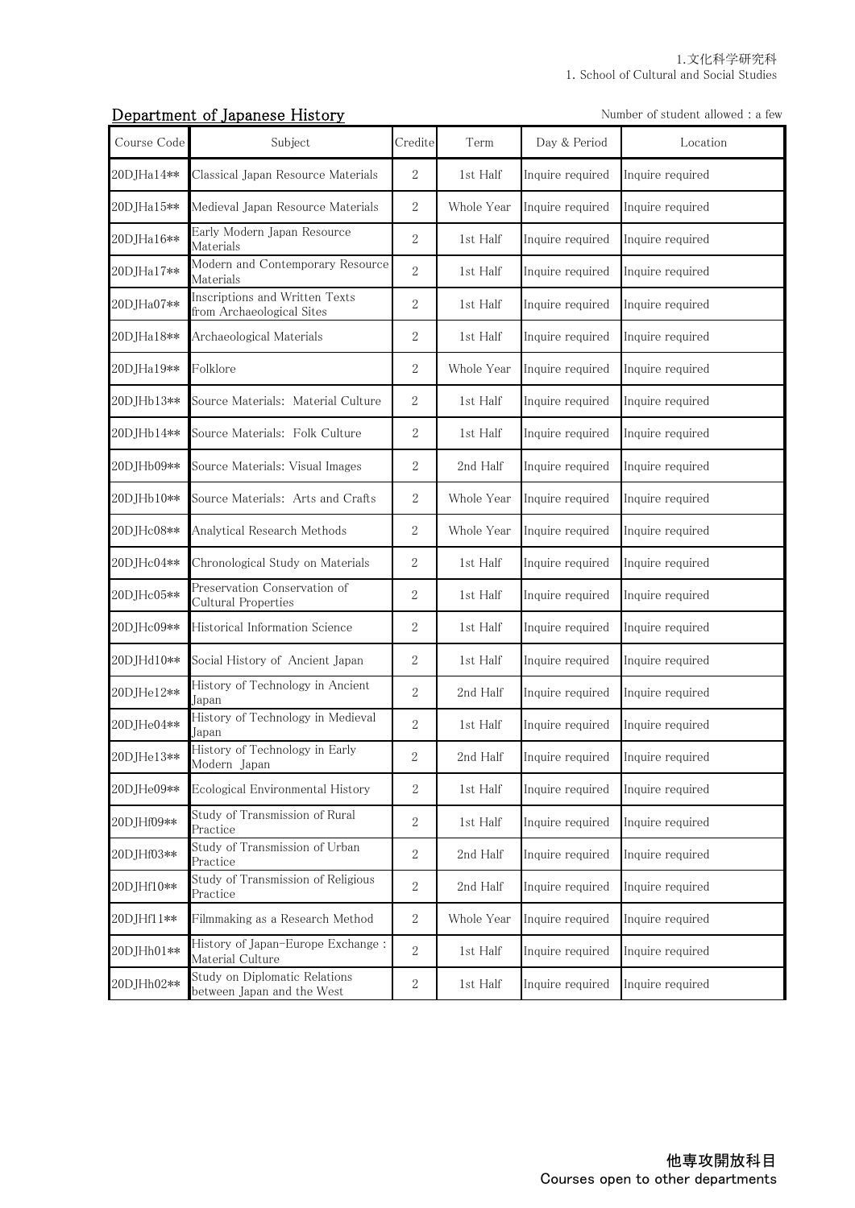1.文化科学研究科
1. School of Cultural and Social Studies

## Department of Japanese History

Number of student allowed : a few

| Course Code | Subject | Credite | Term | Day & Period | Location |
|---|---|---|---|---|---|
| 20DJHa14** | Classical Japan Resource Materials | 2 | 1st Half | Inquire required | Inquire required |
| 20DJHa15** | Medieval Japan Resource Materials | 2 | Whole Year | Inquire required | Inquire required |
| 20DJHa16** | Early Modern Japan Resource Materials | 2 | 1st Half | Inquire required | Inquire required |
| 20DJHa17** | Modern and Contemporary Resource Materials | 2 | 1st Half | Inquire required | Inquire required |
| 20DJHa07** | Inscriptions and Written Texts from Archaeological Sites | 2 | 1st Half | Inquire required | Inquire required |
| 20DJHa18** | Archaeological Materials | 2 | 1st Half | Inquire required | Inquire required |
| 20DJHa19** | Folklore | 2 | Whole Year | Inquire required | Inquire required |
| 20DJHb13** | Source Materials: Material Culture | 2 | 1st Half | Inquire required | Inquire required |
| 20DJHb14** | Source Materials: Folk Culture | 2 | 1st Half | Inquire required | Inquire required |
| 20DJHb09** | Source Materials: Visual Images | 2 | 2nd Half | Inquire required | Inquire required |
| 20DJHb10** | Source Materials: Arts and Crafts | 2 | Whole Year | Inquire required | Inquire required |
| 20DJHc08** | Analytical Research Methods | 2 | Whole Year | Inquire required | Inquire required |
| 20DJHc04** | Chronological Study on Materials | 2 | 1st Half | Inquire required | Inquire required |
| 20DJHc05** | Preservation Conservation of Cultural Properties | 2 | 1st Half | Inquire required | Inquire required |
| 20DJHc09** | Historical Information Science | 2 | 1st Half | Inquire required | Inquire required |
| 20DJHd10** | Social History of Ancient Japan | 2 | 1st Half | Inquire required | Inquire required |
| 20DJHe12** | History of Technology in Ancient Japan | 2 | 2nd Half | Inquire required | Inquire required |
| 20DJHe04** | History of Technology in Medieval Japan | 2 | 1st Half | Inquire required | Inquire required |
| 20DJHe13** | History of Technology in Early Modern Japan | 2 | 2nd Half | Inquire required | Inquire required |
| 20DJHe09** | Ecological Environmental History | 2 | 1st Half | Inquire required | Inquire required |
| 20DJHf09** | Study of Transmission of Rural Practice | 2 | 1st Half | Inquire required | Inquire required |
| 20DJHf03** | Study of Transmission of Urban Practice | 2 | 2nd Half | Inquire required | Inquire required |
| 20DJHf10** | Study of Transmission of Religious Practice | 2 | 2nd Half | Inquire required | Inquire required |
| 20DJHf11** | Filmmaking as a Research Method | 2 | Whole Year | Inquire required | Inquire required |
| 20DJHh01** | History of Japan-Europe Exchange : Material Culture | 2 | 1st Half | Inquire required | Inquire required |
| 20DJHh02** | Study on Diplomatic Relations between Japan and the West | 2 | 1st Half | Inquire required | Inquire required |

**他専攻開放科目**
**Courses open to other departments**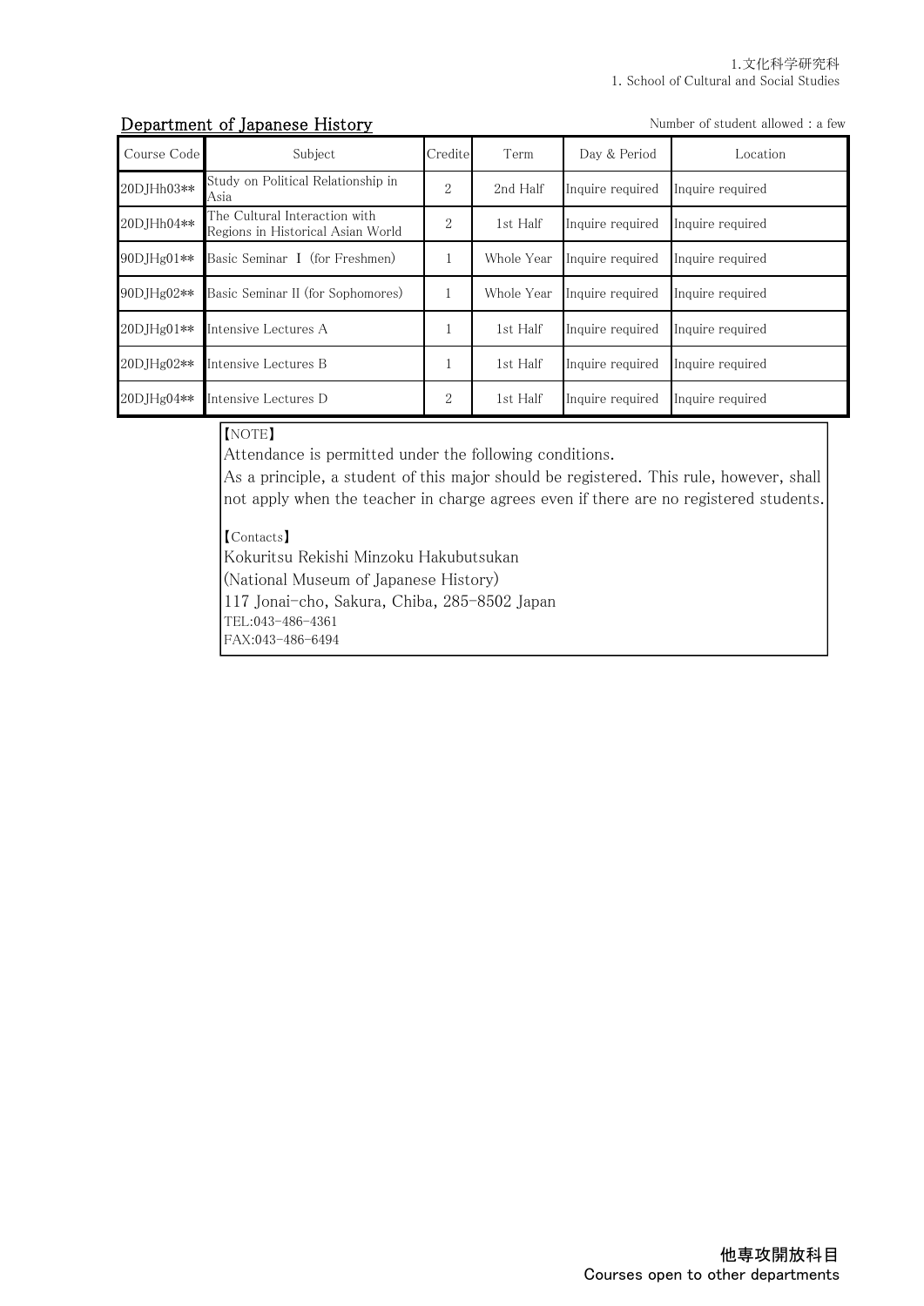1.文化科学研究科
1. School of Cultural and Social Studies

## Department of Japanese History

Number of student allowed : a few

| Course Code | Subject | Credite | Term | Day & Period | Location |
|---|---|---|---|---|---|
| 20DJHh03** | Study on Political Relationship in Asia | 2 | 2nd Half | Inquire required | Inquire required |
| 20DJHh04** | The Cultural Interaction with Regions in Historical Asian World | 2 | 1st Half | Inquire required | Inquire required |
| 90DJHg01** | Basic Seminar Ⅰ (for Freshmen) | 1 | Whole Year | Inquire required | Inquire required |
| 90DJHg02** | Basic Seminar II (for Sophomores) | 1 | Whole Year | Inquire required | Inquire required |
| 20DJHg01** | Intensive Lectures A | 1 | 1st Half | Inquire required | Inquire required |
| 20DJHg02** | Intensive Lectures B | 1 | 1st Half | Inquire required | Inquire required |
| 20DJHg04** | Intensive Lectures D | 2 | 1st Half | Inquire required | Inquire required |

【NOTE】
Attendance is permitted under the following conditions.
As a principle, a student of this major should be registered. This rule, however, shall not apply when the teacher in charge agrees even if there are no registered students.

【Contacts】
Kokuritsu Rekishi Minzoku Hakubutsukan
(National Museum of Japanese History)
117 Jonai-cho, Sakura, Chiba, 285-8502 Japan
TEL:043-486-4361
FAX:043-486-6494

**他専攻開放科目**
Courses open to other departments